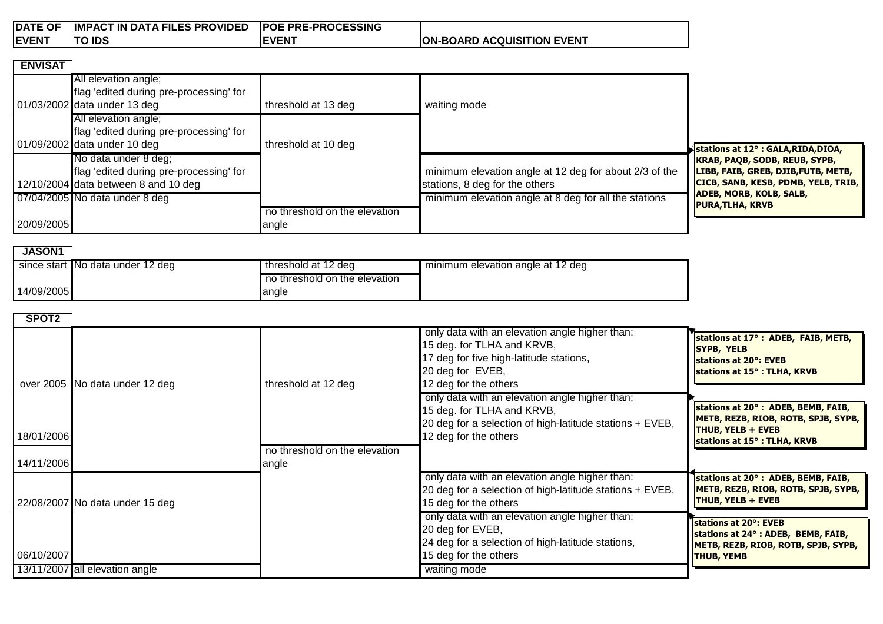| DATE OF EVENT | IMPACT IN DATA FILES PROVIDED TO IDS | POE PRE-PROCESSING EVENT | ON-BOARD ACQUISITION EVENT |
|---|---|---|---|
| **ENVISAT** | | | |
| 01/03/2002 | All elevation angle; flag 'edited during pre-processing' for data under 13 deg | threshold at 13 deg | waiting mode |
| 01/09/2002 | All elevation angle; flag 'edited during pre-processing' for data under 10 deg | threshold at 10 deg | |
| 12/10/2004 | No data under 8 deg; flag 'edited during pre-processing' for data between 8 and 10 deg | | minimum elevation angle at 12 deg for about 2/3 of the stations, 8 deg for the others |
| 07/04/2005 | No data under 8 deg | | minimum elevation angle at 8 deg for all the stations |
| 20/09/2005 | | no threshold on the elevation angle | |
| **JASON1** | | | |
| since start | No data under 12 deg | threshold at 12 deg | minimum elevation angle at 12 deg |
| 14/09/2005 | | no threshold on the elevation angle | |
| **SPOT2** | | | |
| over 2005 | No data under 12 deg | threshold at 12 deg | only data with an elevation angle higher than: 15 deg. for TLHA and KRVB, 17 deg for five high-latitude stations, 20 deg for EVEB, 12 deg for the others |
| 18/01/2006 | | | only data with an elevation angle higher than: 15 deg. for TLHA and KRVB, 20 deg for a selection of high-latitude stations + EVEB, 12 deg for the others |
| 14/11/2006 | | no threshold on the elevation angle | |
| 22/08/2007 | No data under 15 deg | | only data with an elevation angle higher than: 20 deg for a selection of high-latitude stations + EVEB, 15 deg for the others |
| 06/10/2007 | | | only data with an elevation angle higher than: 20 deg for EVEB, 24 deg for a selection of high-latitude stations, 15 deg for the others |
| 13/11/2007 | all elevation angle | | waiting mode |

**Notes:**

ENVISAT (12/10/2004): **stations at 12° : GALA,RIDA,DIOA, KRAB, PAQB, SODB, REUB, SYPB, LIBB, FAIB, GREB, DJIB,FUTB, METB, CICB, SANB, KESB, PDMB, YELB, TRIB, ADEB, MORB, KOLB, SALB, PURA,TLHA, KRVB**

SPOT2 (over 2005): **stations at 17° : ADEB, FAIB, METB, SYPB, YELB**
**stations at 20°: EVEB**
**stations at 15° : TLHA, KRVB**

SPOT2 (18/01/2006): **stations at 20° : ADEB, BEMB, FAIB, METB, REZB, RIOB, ROTB, SPJB, SYPB, THUB, YELB + EVEB**
**stations at 15° : TLHA, KRVB**

SPOT2 (22/08/2007): **stations at 20° : ADEB, BEMB, FAIB, METB, REZB, RIOB, ROTB, SPJB, SYPB, THUB, YELB + EVEB**

SPOT2 (06/10/2007): **stations at 20°: EVEB**
**stations at 24° : ADEB, BEMB, FAIB, METB, REZB, RIOB, ROTB, SPJB, SYPB, THUB, YEMB**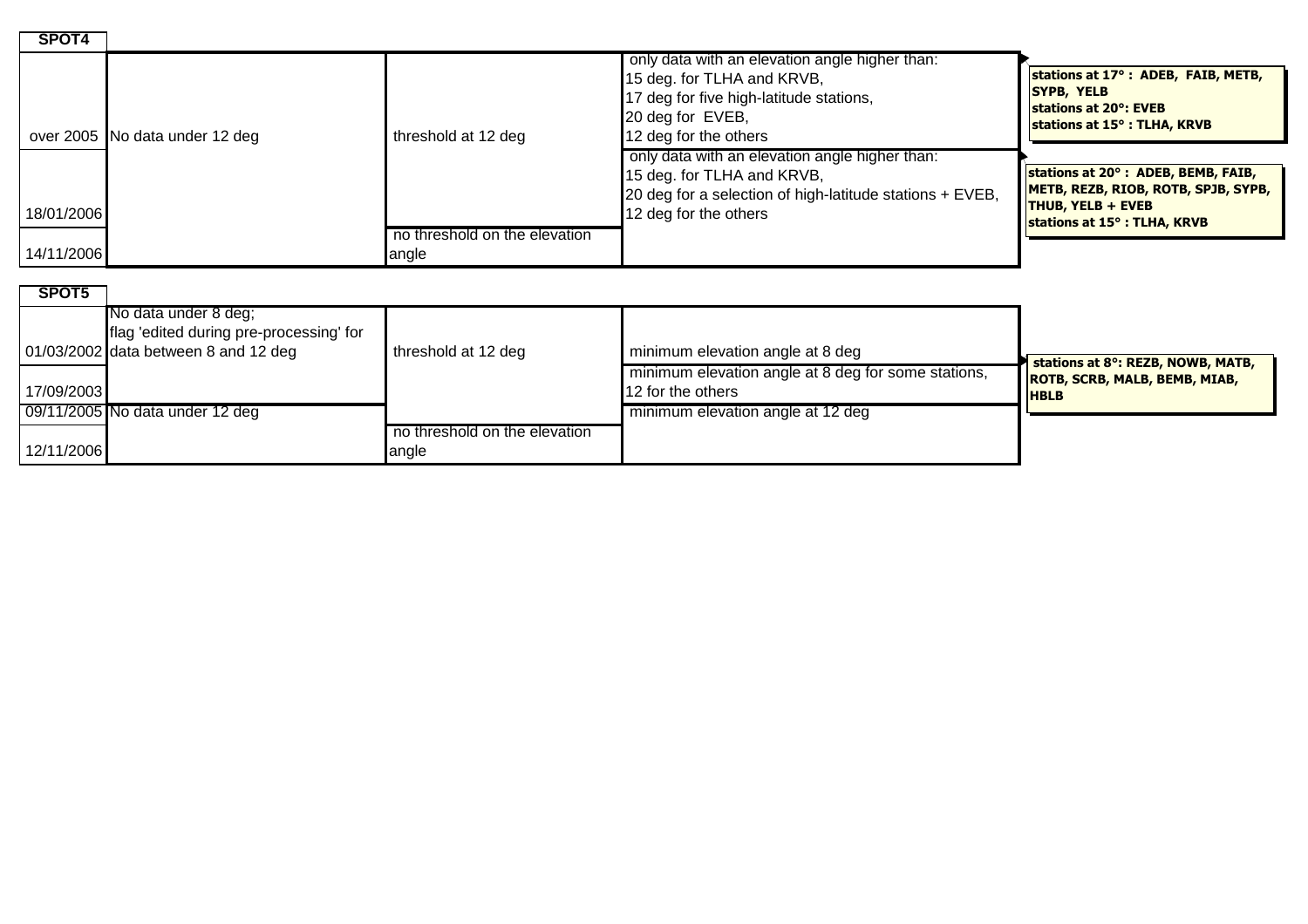| SPOT4 | | | | |
|---|---|---|---|---|
| over 2005 | No data under 12 deg | threshold at 12 deg | only data with an elevation angle higher than: 15 deg. for TLHA and KRVB, 17 deg for five high-latitude stations, 20 deg for EVEB, 12 deg for the others | stations at 17° : ADEB, FAIB, METB, SYPB, YELB stations at 20°: EVEB stations at 15° : TLHA, KRVB |
| 18/01/2006 | | | only data with an elevation angle higher than: 15 deg. for TLHA and KRVB, 20 deg for a selection of high-latitude stations + EVEB, 12 deg for the others | stations at 20° : ADEB, BEMB, FAIB, METB, REZB, RIOB, ROTB, SPJB, SYPB, THUB, YELB + EVEB stations at 15° : TLHA, KRVB |
| 14/11/2006 | | no threshold on the elevation angle | | |

| SPOT5 | | | | |
|---|---|---|---|---|
| 01/03/2002 | No data under 8 deg; flag 'edited during pre-processing' for data between 8 and 12 deg | threshold at 12 deg | minimum elevation angle at 8 deg | |
| 17/09/2003 | | | minimum elevation angle at 8 deg for some stations, 12 for the others | stations at 8°: REZB, NOWB, MATB, ROTB, SCRB, MALB, BEMB, MIAB, HBLB |
| 09/11/2005 | No data under 12 deg | | minimum elevation angle at 12 deg | |
| 12/11/2006 | | no threshold on the elevation angle | | |